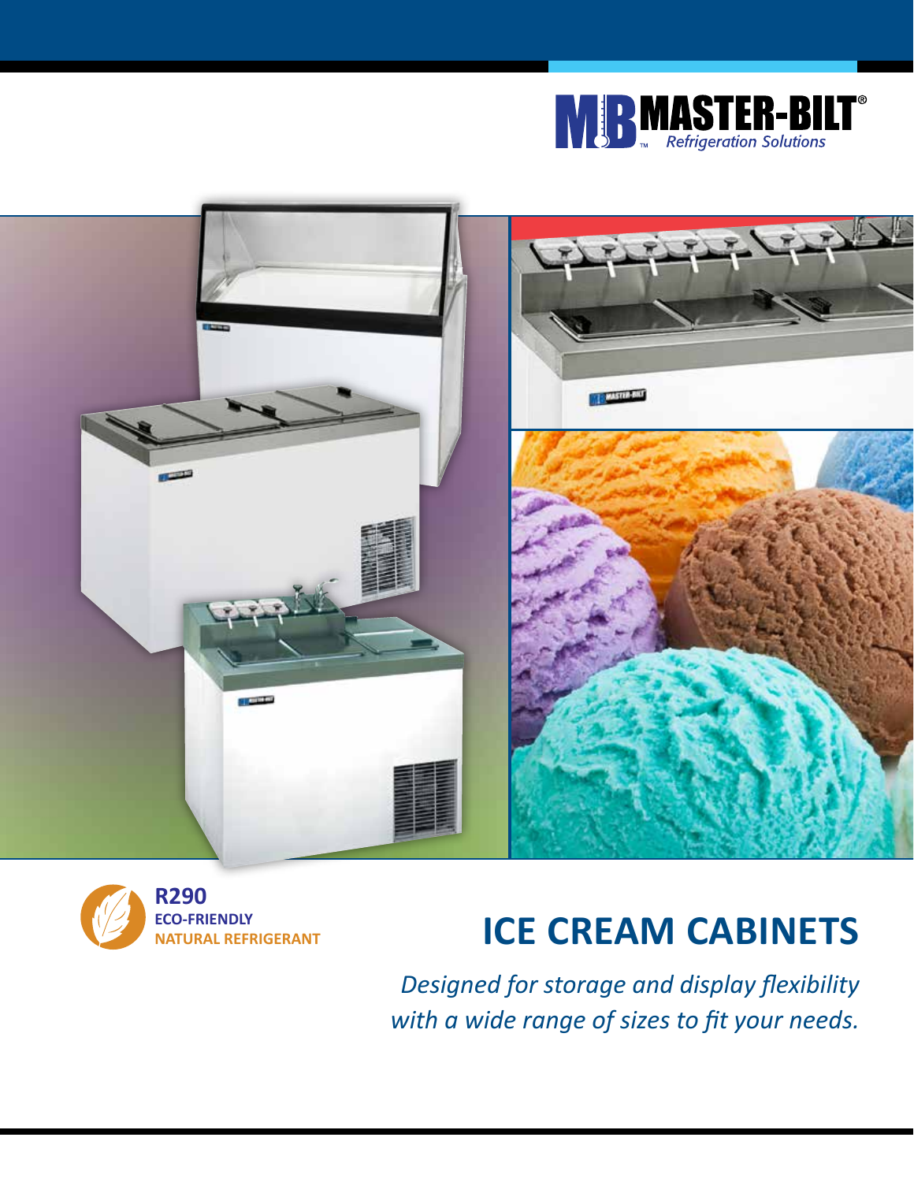MASTER-BILT®
*Refrigeration Solutions*

**R290**
**ECO-FRIENDLY**
**NATURAL REFRIGERANT**

# ICE CREAM CABINETS

*Designed for storage and display flexibility with a wide range of sizes to fit your needs.*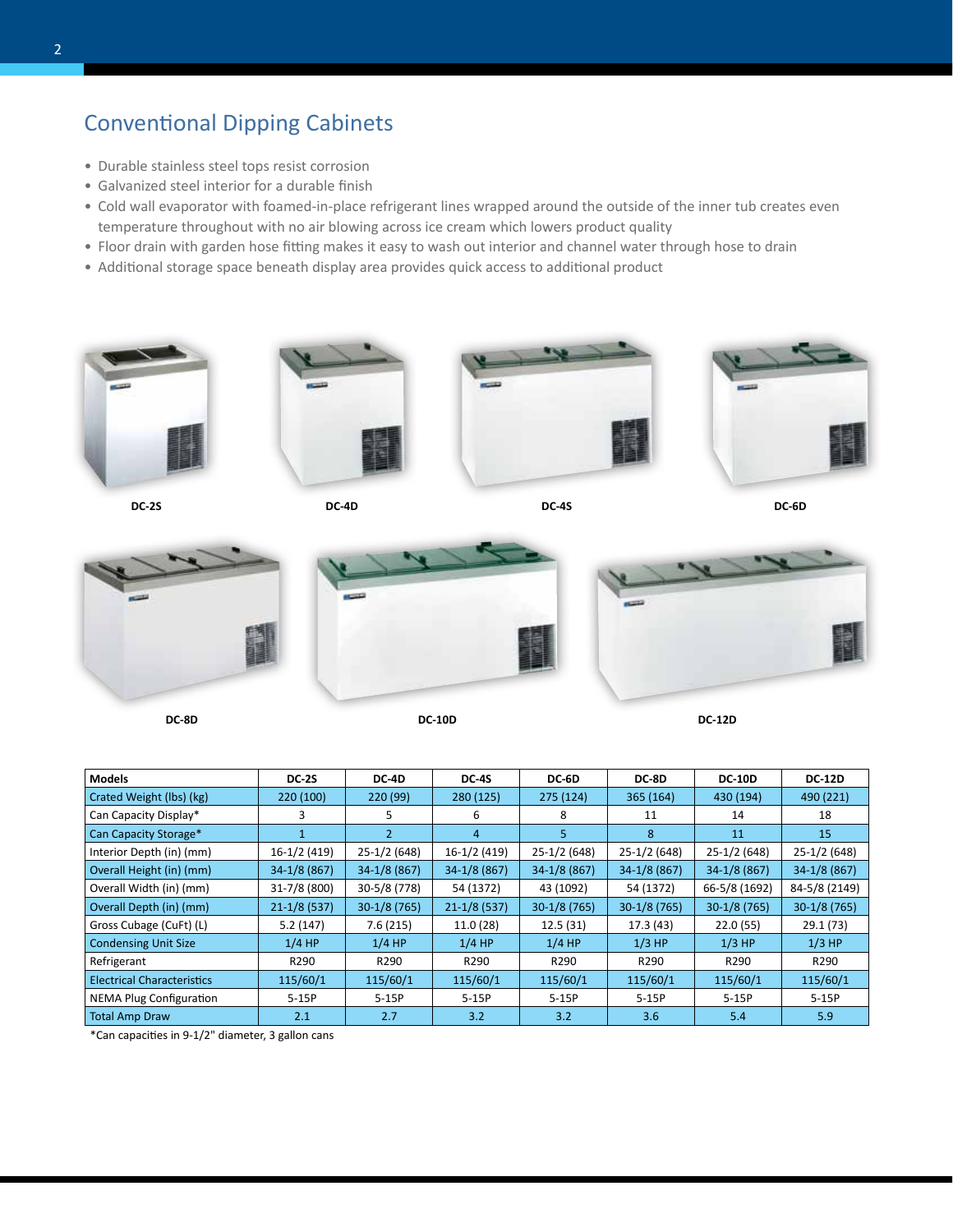## Conventional Dipping Cabinets

- Durable stainless steel tops resist corrosion
- Galvanized steel interior for a durable finish
- Cold wall evaporator with foamed-in-place refrigerant lines wrapped around the outside of the inner tub creates even temperature throughout with no air blowing across ice cream which lowers product quality
- Floor drain with garden hose fitting makes it easy to wash out interior and channel water through hose to drain
- Additional storage space beneath display area provides quick access to additional product

DC-2S

DC-4D

DC-4S

DC-6D

DC-8D

DC-10D

DC-12D

| Models | DC-2S | DC-4D | DC-4S | DC-6D | DC-8D | DC-10D | DC-12D |
|---|---|---|---|---|---|---|---|
| Crated Weight (lbs) (kg) | 220 (100) | 220 (99) | 280 (125) | 275 (124) | 365 (164) | 430 (194) | 490 (221) |
| Can Capacity Display* | 3 | 5 | 6 | 8 | 11 | 14 | 18 |
| Can Capacity Storage* | 1 | 2 | 4 | 5 | 8 | 11 | 15 |
| Interior Depth (in) (mm) | 16-1/2 (419) | 25-1/2 (648) | 16-1/2 (419) | 25-1/2 (648) | 25-1/2 (648) | 25-1/2 (648) | 25-1/2 (648) |
| Overall Height (in) (mm) | 34-1/8 (867) | 34-1/8 (867) | 34-1/8 (867) | 34-1/8 (867) | 34-1/8 (867) | 34-1/8 (867) | 34-1/8 (867) |
| Overall Width (in) (mm) | 31-7/8 (800) | 30-5/8 (778) | 54 (1372) | 43 (1092) | 54 (1372) | 66-5/8 (1692) | 84-5/8 (2149) |
| Overall Depth (in) (mm) | 21-1/8 (537) | 30-1/8 (765) | 21-1/8 (537) | 30-1/8 (765) | 30-1/8 (765) | 30-1/8 (765) | 30-1/8 (765) |
| Gross Cubage (CuFt) (L) | 5.2 (147) | 7.6 (215) | 11.0 (28) | 12.5 (31) | 17.3 (43) | 22.0 (55) | 29.1 (73) |
| Condensing Unit Size | 1/4 HP | 1/4 HP | 1/4 HP | 1/4 HP | 1/3 HP | 1/3 HP | 1/3 HP |
| Refrigerant | R290 | R290 | R290 | R290 | R290 | R290 | R290 |
| Electrical Characteristics | 115/60/1 | 115/60/1 | 115/60/1 | 115/60/1 | 115/60/1 | 115/60/1 | 115/60/1 |
| NEMA Plug Configuration | 5-15P | 5-15P | 5-15P | 5-15P | 5-15P | 5-15P | 5-15P |
| Total Amp Draw | 2.1 | 2.7 | 3.2 | 3.2 | 3.6 | 5.4 | 5.9 |

*Can capacities in 9-1/2" diameter, 3 gallon cans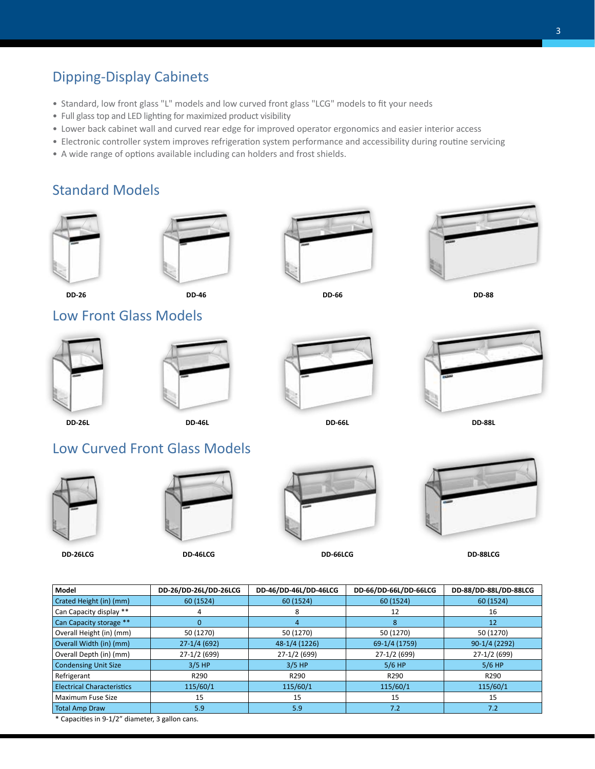## Dipping-Display Cabinets

- Standard, low front glass "L" models and low curved front glass "LCG" models to fit your needs
- Full glass top and LED lighting for maximized product visibility
- Lower back cabinet wall and curved rear edge for improved operator ergonomics and easier interior access
- Electronic controller system improves refrigeration system performance and accessibility during routine servicing
- A wide range of options available including can holders and frost shields.

## Standard Models

**DD-26** **DD-46** **DD-66** **DD-88**

## Low Front Glass Models

**DD-26L** **DD-46L** **DD-66L** **DD-88L**

## Low Curved Front Glass Models

**DD-26LCG** **DD-46LCG** **DD-66LCG** **DD-88LCG**

| Model | DD-26/DD-26L/DD-26LCG | DD-46/DD-46L/DD-46LCG | DD-66/DD-66L/DD-66LCG | DD-88/DD-88L/DD-88LCG |
|---|---|---|---|---|
| Crated Height (in) (mm) | 60 (1524) | 60 (1524) | 60 (1524) | 60 (1524) |
| Can Capacity display ** | 4 | 8 | 12 | 16 |
| Can Capacity storage ** | 0 | 4 | 8 | 12 |
| Overall Height (in) (mm) | 50 (1270) | 50 (1270) | 50 (1270) | 50 (1270) |
| Overall Width (in) (mm) | 27-1/4 (692) | 48-1/4 (1226) | 69-1/4 (1759) | 90-1/4 (2292) |
| Overall Depth (in) (mm) | 27-1/2 (699) | 27-1/2 (699) | 27-1/2 (699) | 27-1/2 (699) |
| Condensing Unit Size | 3/5 HP | 3/5 HP | 5/6 HP | 5/6 HP |
| Refrigerant | R290 | R290 | R290 | R290 |
| Electrical Characteristics | 115/60/1 | 115/60/1 | 115/60/1 | 115/60/1 |
| Maximum Fuse Size | 15 | 15 | 15 | 15 |
| Total Amp Draw | 5.9 | 5.9 | 7.2 | 7.2 |

* Capacities in 9-1/2" diameter, 3 gallon cans.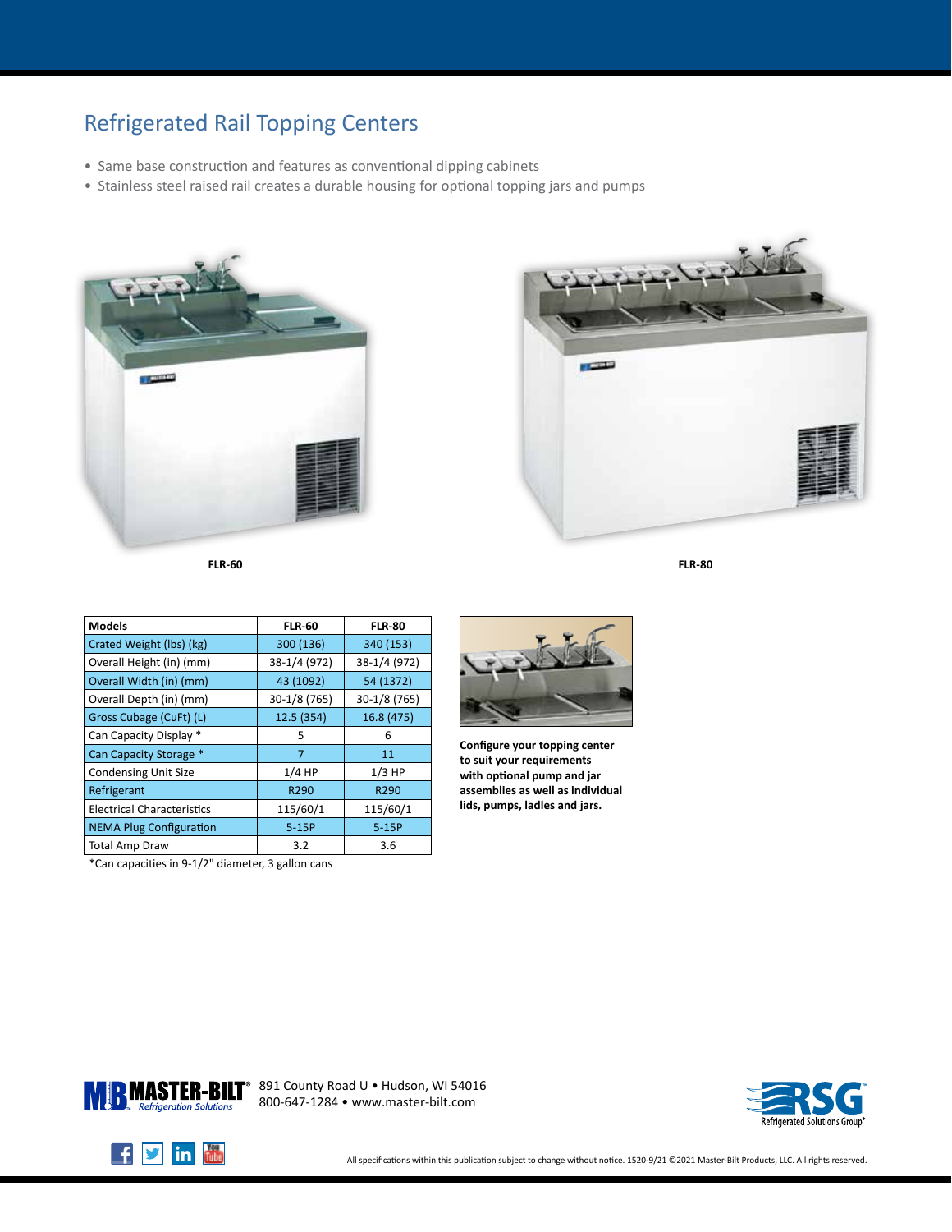# Refrigerated Rail Topping Centers

- Same base construction and features as conventional dipping cabinets
- Stainless steel raised rail creates a durable housing for optional topping jars and pumps

FLR-60

FLR-80

| Models | FLR-60 | FLR-80 |
|---|---|---|
| Crated Weight (lbs) (kg) | 300 (136) | 340 (153) |
| Overall Height (in) (mm) | 38-1/4 (972) | 38-1/4 (972) |
| Overall Width (in) (mm) | 43 (1092) | 54 (1372) |
| Overall Depth (in) (mm) | 30-1/8 (765) | 30-1/8 (765) |
| Gross Cubage (CuFt) (L) | 12.5 (354) | 16.8 (475) |
| Can Capacity Display * | 5 | 6 |
| Can Capacity Storage * | 7 | 11 |
| Condensing Unit Size | 1/4 HP | 1/3 HP |
| Refrigerant | R290 | R290 |
| Electrical Characteristics | 115/60/1 | 115/60/1 |
| NEMA Plug Configuration | 5-15P | 5-15P |
| Total Amp Draw | 3.2 | 3.6 |

*Can capacities in 9-1/2" diameter, 3 gallon cans

**Configure your topping center to suit your requirements with optional pump and jar assemblies as well as individual lids, pumps, ladles and jars.**

MASTER-BILT® Refrigeration Solutions

891 County Road U • Hudson, WI 54016
800-647-1284 • www.master-bilt.com

RSG™ Refrigerated Solutions Group®

All specifications within this publication subject to change without notice. 1520-9/21 ©2021 Master-Bilt Products, LLC. All rights reserved.